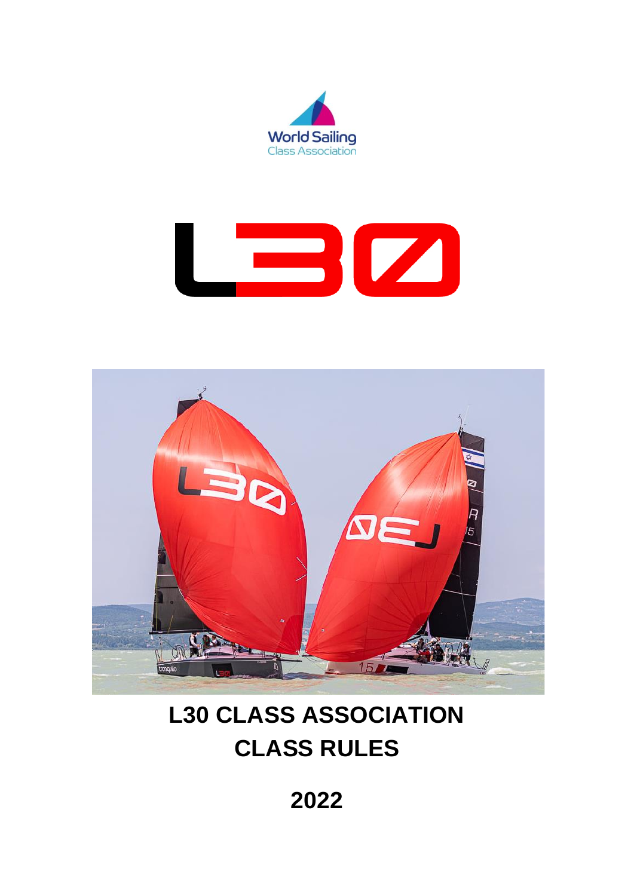World Sailing
Class Association

# L30 CLASS ASSOCIATION
# CLASS RULES

## 2022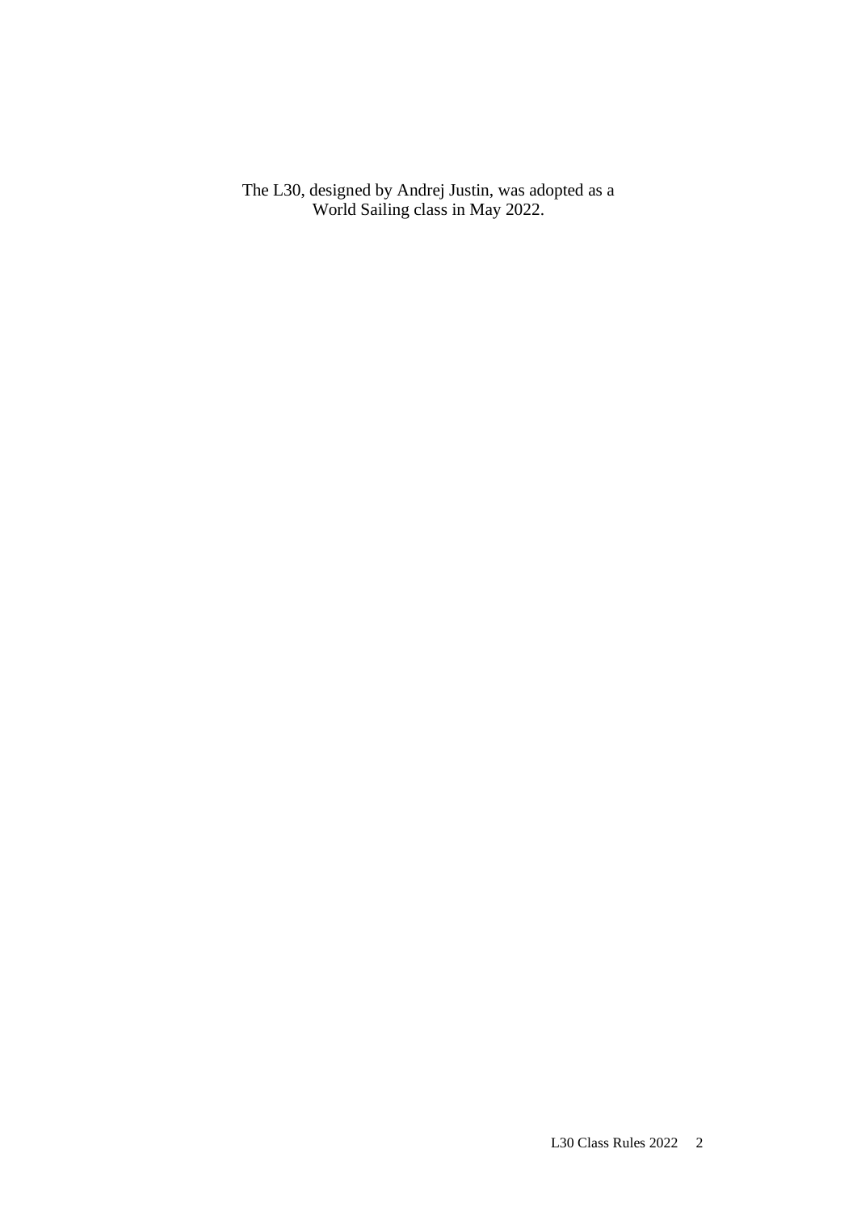The L30, designed by Andrej Justin, was adopted as a World Sailing class in May 2022.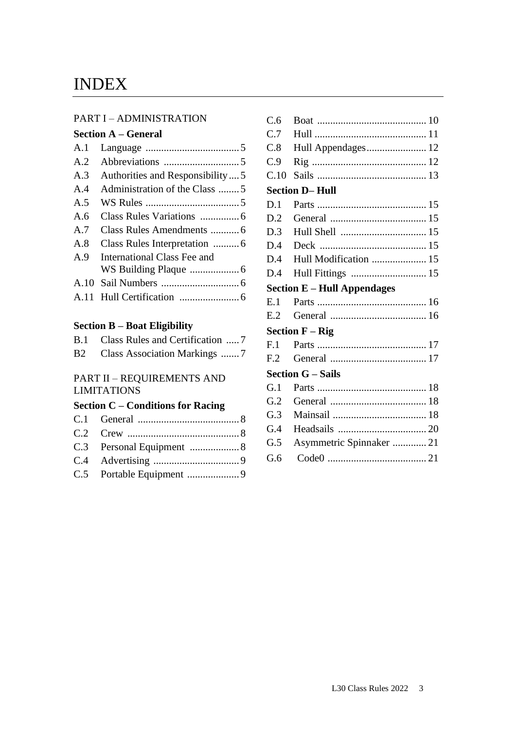# INDEX

PART I – ADMINISTRATION

**Section A – General**

| | | |
|---|---|---|
| A.1 | Language | 5 |
| A.2 | Abbreviations | 5 |
| A.3 | Authorities and Responsibility | 5 |
| A.4 | Administration of the Class | 5 |
| A.5 | WS Rules | 5 |
| A.6 | Class Rules Variations | 6 |
| A.7 | Class Rules Amendments | 6 |
| A.8 | Class Rules Interpretation | 6 |
| A.9 | International Class Fee and WS Building Plaque | 6 |
| A.10 | Sail Numbers | 6 |
| A.11 | Hull Certification | 6 |

**Section B – Boat Eligibility**

| | | |
|---|---|---|
| B.1 | Class Rules and Certification | 7 |
| B2 | Class Association Markings | 7 |

PART II – REQUIREMENTS AND LIMITATIONS

**Section C – Conditions for Racing**

| | | |
|---|---|---|
| C.1 | General | 8 |
| C.2 | Crew | 8 |
| C.3 | Personal Equipment | 8 |
| C.4 | Advertising | 9 |
| C.5 | Portable Equipment | 9 |
| C.6 | Boat | 10 |
| C.7 | Hull | 11 |
| C.8 | Hull Appendages | 12 |
| C.9 | Rig | 12 |
| C.10 | Sails | 13 |

**Section D– Hull**

| | | |
|---|---|---|
| D.1 | Parts | 15 |
| D.2 | General | 15 |
| D.3 | Hull Shell | 15 |
| D.4 | Deck | 15 |
| D.4 | Hull Modification | 15 |
| D.4 | Hull Fittings | 15 |

**Section E – Hull Appendages**

| | | |
|---|---|---|
| E.1 | Parts | 16 |
| E.2 | General | 16 |

**Section F – Rig**

| | | |
|---|---|---|
| F.1 | Parts | 17 |
| F.2 | General | 17 |

**Section G – Sails**

| | | |
|---|---|---|
| G.1 | Parts | 18 |
| G.2 | General | 18 |
| G.3 | Mainsail | 18 |
| G.4 | Headsails | 20 |
| G.5 | Asymmetric Spinnaker | 21 |
| G.6 | Code0 | 21 |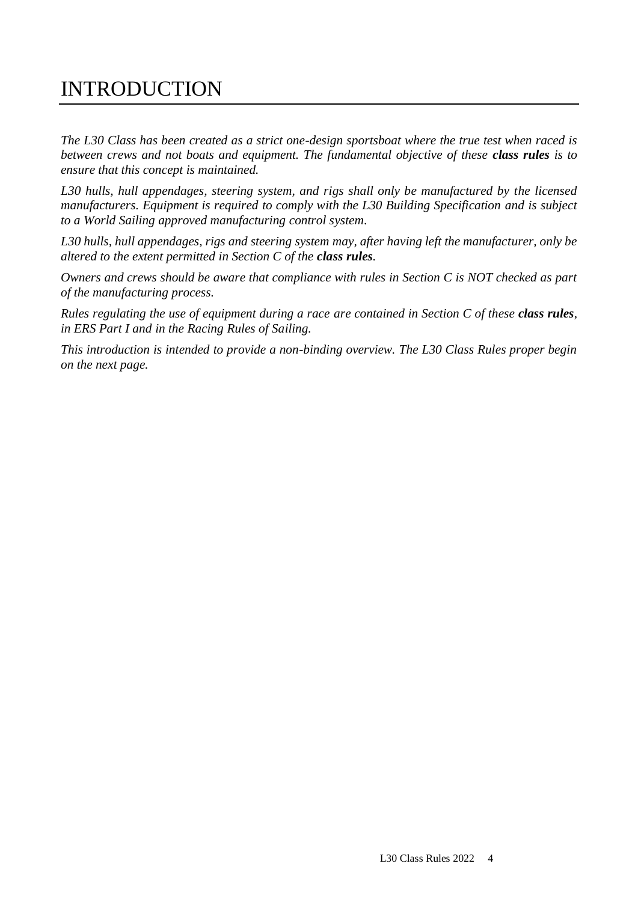# INTRODUCTION

*The L30 Class has been created as a strict one-design sportsboat where the true test when raced is between crews and not boats and equipment. The fundamental objective of these **class rules** is to ensure that this concept is maintained.*

*L30 hulls, hull appendages, steering system, and rigs shall only be manufactured by the licensed manufacturers. Equipment is required to comply with the L30 Building Specification and is subject to a World Sailing approved manufacturing control system.*

*L30 hulls, hull appendages, rigs and steering system may, after having left the manufacturer, only be altered to the extent permitted in Section C of the **class rules**.*

*Owners and crews should be aware that compliance with rules in Section C is NOT checked as part of the manufacturing process.*

*Rules regulating the use of equipment during a race are contained in Section C of these **class rules**, in ERS Part I and in the Racing Rules of Sailing.*

*This introduction is intended to provide a non-binding overview. The L30 Class Rules proper begin on the next page.*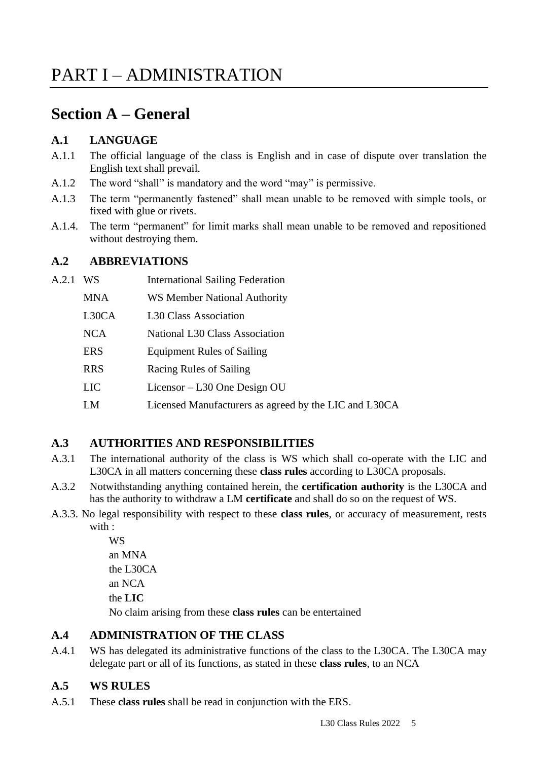# PART I – ADMINISTRATION

## Section A – General

### A.1 LANGUAGE

A.1.1 The official language of the class is English and in case of dispute over translation the English text shall prevail.

A.1.2 The word "shall" is mandatory and the word "may" is permissive.

A.1.3 The term "permanently fastened" shall mean unable to be removed with simple tools, or fixed with glue or rivets.

A.1.4. The term "permanent" for limit marks shall mean unable to be removed and repositioned without destroying them.

### A.2 ABBREVIATIONS

A.2.1

| | |
|---|---|
| WS | International Sailing Federation |
| MNA | WS Member National Authority |
| L30CA | L30 Class Association |
| NCA | National L30 Class Association |
| ERS | Equipment Rules of Sailing |
| RRS | Racing Rules of Sailing |
| LIC | Licensor – L30 One Design OU |
| LM | Licensed Manufacturers as agreed by the LIC and L30CA |

### A.3 AUTHORITIES AND RESPONSIBILITIES

A.3.1 The international authority of the class is WS which shall co-operate with the LIC and L30CA in all matters concerning these **class rules** according to L30CA proposals.

A.3.2 Notwithstanding anything contained herein, the **certification authority** is the L30CA and has the authority to withdraw a LM **certificate** and shall do so on the request of WS.

A.3.3. No legal responsibility with respect to these **class rules**, or accuracy of measurement, rests with :

WS
an MNA
the L30CA
an NCA
the **LIC**

No claim arising from these **class rules** can be entertained

### A.4 ADMINISTRATION OF THE CLASS

A.4.1 WS has delegated its administrative functions of the class to the L30CA. The L30CA may delegate part or all of its functions, as stated in these **class rules**, to an NCA

### A.5 WS RULES

A.5.1 These **class rules** shall be read in conjunction with the ERS.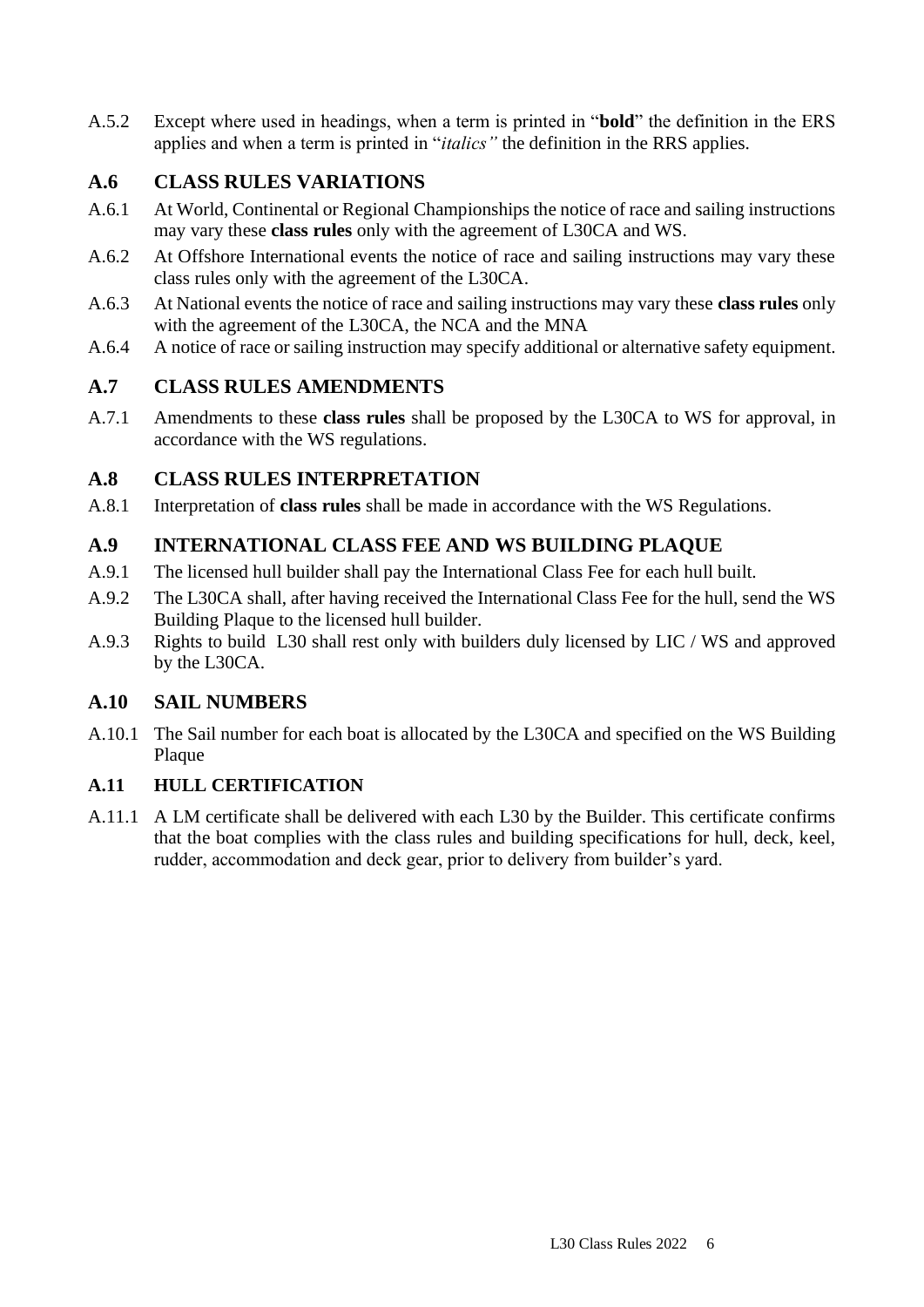A.5.2 Except where used in headings, when a term is printed in "**bold**" the definition in the ERS applies and when a term is printed in "*italics"* the definition in the RRS applies.

## A.6 CLASS RULES VARIATIONS

A.6.1 At World, Continental or Regional Championships the notice of race and sailing instructions may vary these **class rules** only with the agreement of L30CA and WS.

A.6.2 At Offshore International events the notice of race and sailing instructions may vary these class rules only with the agreement of the L30CA.

A.6.3 At National events the notice of race and sailing instructions may vary these **class rules** only with the agreement of the L30CA, the NCA and the MNA

A.6.4 A notice of race or sailing instruction may specify additional or alternative safety equipment.

## A.7 CLASS RULES AMENDMENTS

A.7.1 Amendments to these **class rules** shall be proposed by the L30CA to WS for approval, in accordance with the WS regulations.

## A.8 CLASS RULES INTERPRETATION

A.8.1 Interpretation of **class rules** shall be made in accordance with the WS Regulations.

## A.9 INTERNATIONAL CLASS FEE AND WS BUILDING PLAQUE

A.9.1 The licensed hull builder shall pay the International Class Fee for each hull built.

A.9.2 The L30CA shall, after having received the International Class Fee for the hull, send the WS Building Plaque to the licensed hull builder.

A.9.3 Rights to build L30 shall rest only with builders duly licensed by LIC / WS and approved by the L30CA.

## A.10 SAIL NUMBERS

A.10.1 The Sail number for each boat is allocated by the L30CA and specified on the WS Building Plaque

### A.11 HULL CERTIFICATION

A.11.1 A LM certificate shall be delivered with each L30 by the Builder. This certificate confirms that the boat complies with the class rules and building specifications for hull, deck, keel, rudder, accommodation and deck gear, prior to delivery from builder's yard.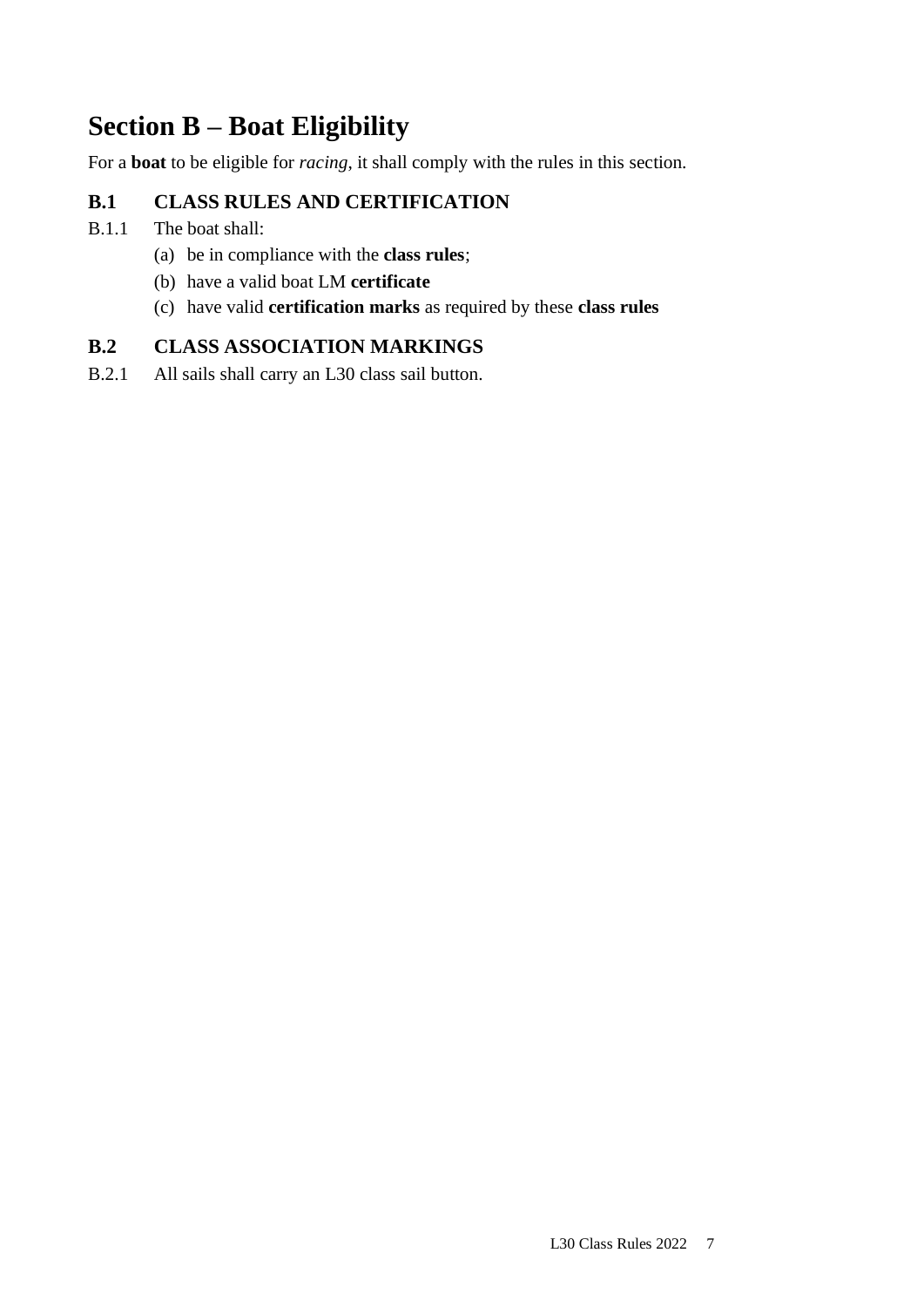# Section B – Boat Eligibility

For a **boat** to be eligible for *racing*, it shall comply with the rules in this section.

## B.1 CLASS RULES AND CERTIFICATION

B.1.1 The boat shall:

(a) be in compliance with the **class rules**;

(b) have a valid boat LM **certificate**

(c) have valid **certification marks** as required by these **class rules**

## B.2 CLASS ASSOCIATION MARKINGS

B.2.1 All sails shall carry an L30 class sail button.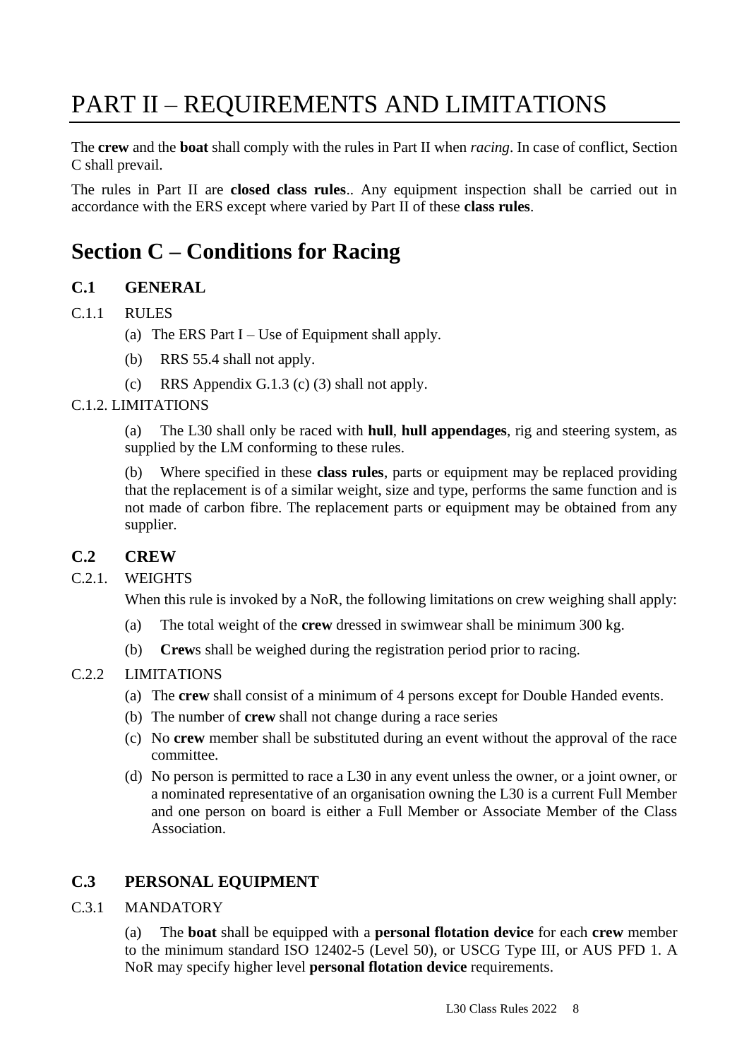# PART II – REQUIREMENTS AND LIMITATIONS

The **crew** and the **boat** shall comply with the rules in Part II when *racing*. In case of conflict, Section C shall prevail.

The rules in Part II are **closed class rules**.. Any equipment inspection shall be carried out in accordance with the ERS except where varied by Part II of these **class rules**.

## Section C – Conditions for Racing

### C.1 GENERAL

C.1.1 RULES

(a) The ERS Part I – Use of Equipment shall apply.

(b) RRS 55.4 shall not apply.

(c) RRS Appendix G.1.3 (c) (3) shall not apply.

C.1.2. LIMITATIONS

(a) The L30 shall only be raced with **hull**, **hull appendages**, rig and steering system, as supplied by the LM conforming to these rules.

(b) Where specified in these **class rules**, parts or equipment may be replaced providing that the replacement is of a similar weight, size and type, performs the same function and is not made of carbon fibre. The replacement parts or equipment may be obtained from any supplier.

### C.2 CREW

C.2.1. WEIGHTS

When this rule is invoked by a NoR, the following limitations on crew weighing shall apply:

(a) The total weight of the **crew** dressed in swimwear shall be minimum 300 kg.

(b) **Crew**s shall be weighed during the registration period prior to racing.

C.2.2 LIMITATIONS

(a) The **crew** shall consist of a minimum of 4 persons except for Double Handed events.

(b) The number of **crew** shall not change during a race series

(c) No **crew** member shall be substituted during an event without the approval of the race committee.

(d) No person is permitted to race a L30 in any event unless the owner, or a joint owner, or a nominated representative of an organisation owning the L30 is a current Full Member and one person on board is either a Full Member or Associate Member of the Class Association.

### C.3 PERSONAL EQUIPMENT

C.3.1 MANDATORY

(a) The **boat** shall be equipped with a **personal flotation device** for each **crew** member to the minimum standard ISO 12402-5 (Level 50), or USCG Type III, or AUS PFD 1. A NoR may specify higher level **personal flotation device** requirements.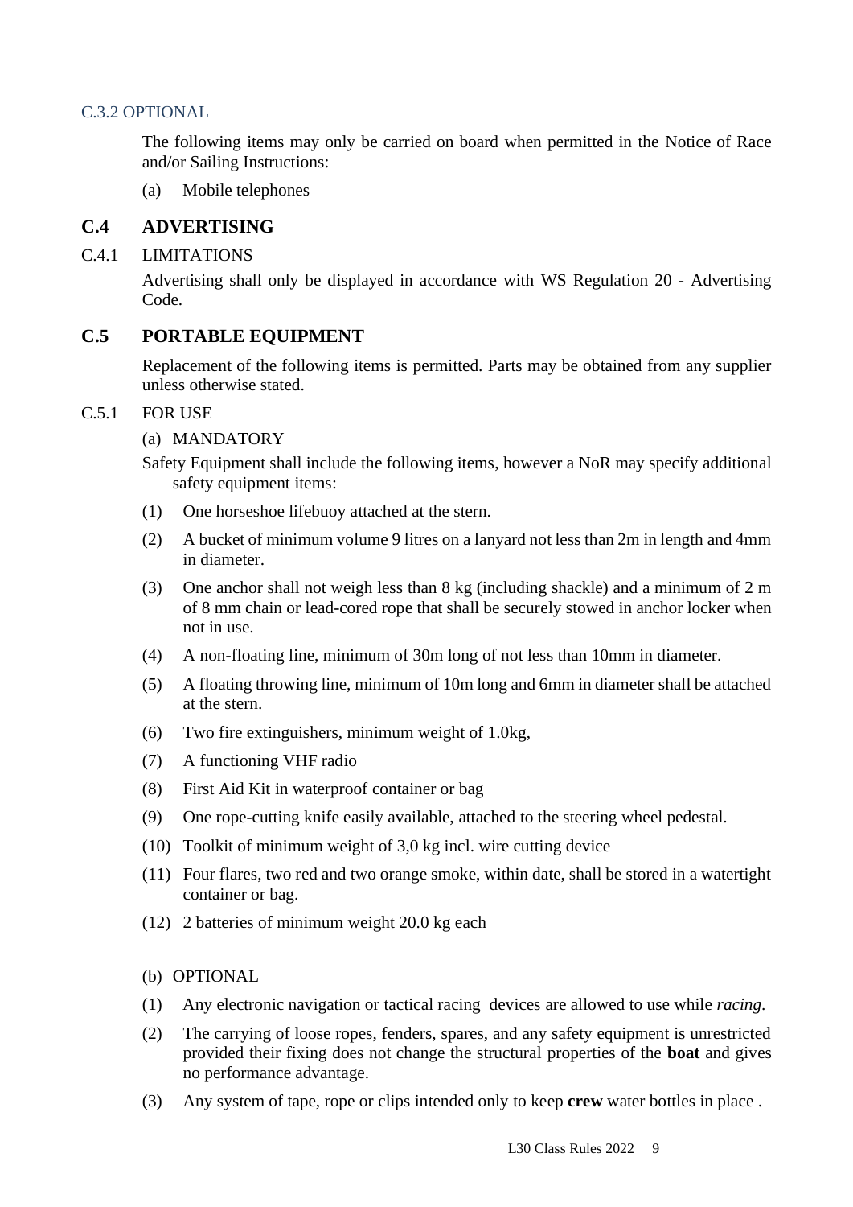C.3.2 OPTIONAL

The following items may only be carried on board when permitted in the Notice of Race and/or Sailing Instructions:

(a) Mobile telephones

## C.4 ADVERTISING

C.4.1 LIMITATIONS

Advertising shall only be displayed in accordance with WS Regulation 20 - Advertising Code.

## C.5 PORTABLE EQUIPMENT

Replacement of the following items is permitted. Parts may be obtained from any supplier unless otherwise stated.

C.5.1 FOR USE

(a) MANDATORY

Safety Equipment shall include the following items, however a NoR may specify additional safety equipment items:

(1) One horseshoe lifebuoy attached at the stern.

(2) A bucket of minimum volume 9 litres on a lanyard not less than 2m in length and 4mm in diameter.

(3) One anchor shall not weigh less than 8 kg (including shackle) and a minimum of 2 m of 8 mm chain or lead-cored rope that shall be securely stowed in anchor locker when not in use.

(4) A non-floating line, minimum of 30m long of not less than 10mm in diameter.

(5) A floating throwing line, minimum of 10m long and 6mm in diameter shall be attached at the stern.

(6) Two fire extinguishers, minimum weight of 1.0kg,

(7) A functioning VHF radio

(8) First Aid Kit in waterproof container or bag

(9) One rope-cutting knife easily available, attached to the steering wheel pedestal.

(10) Toolkit of minimum weight of 3,0 kg incl. wire cutting device

(11) Four flares, two red and two orange smoke, within date, shall be stored in a watertight container or bag.

(12) 2 batteries of minimum weight 20.0 kg each

(b) OPTIONAL

(1) Any electronic navigation or tactical racing devices are allowed to use while *racing*.

(2) The carrying of loose ropes, fenders, spares, and any safety equipment is unrestricted provided their fixing does not change the structural properties of the **boat** and gives no performance advantage.

(3) Any system of tape, rope or clips intended only to keep **crew** water bottles in place .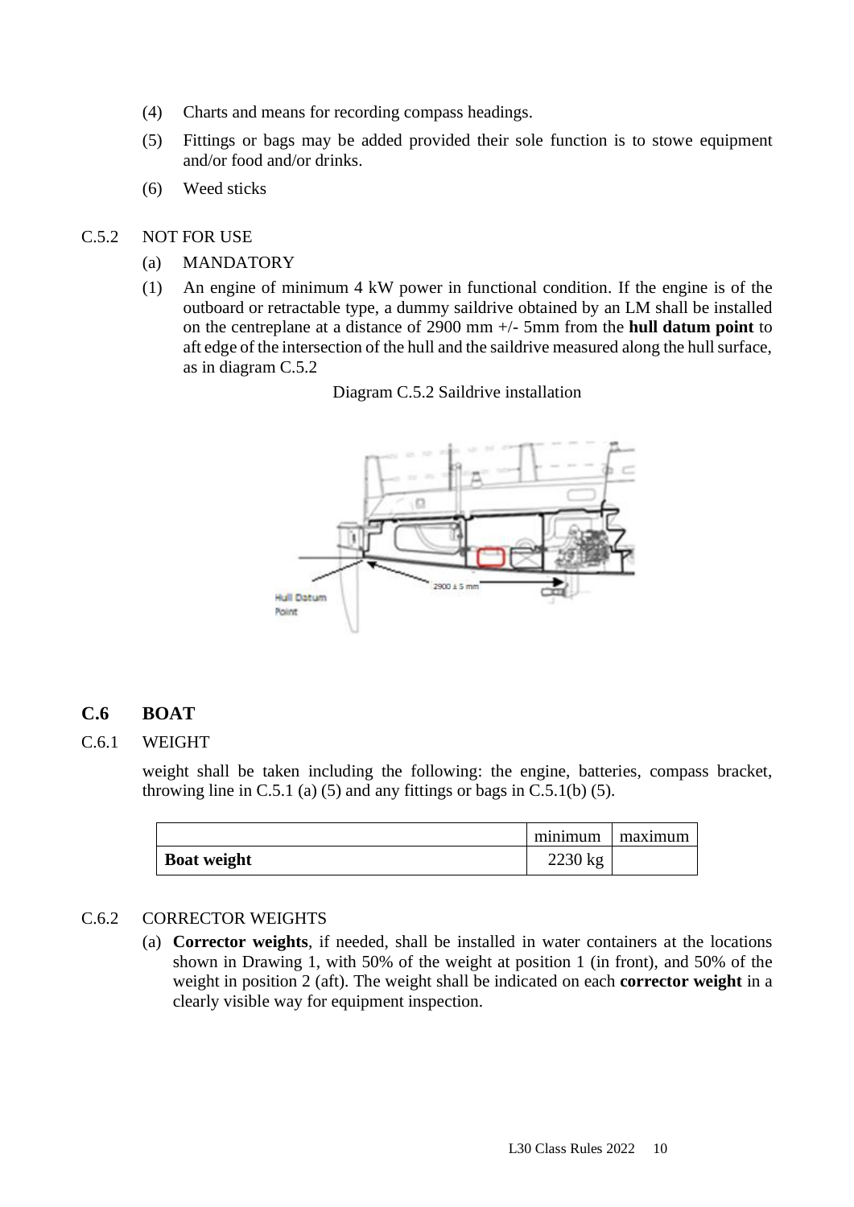(4) Charts and means for recording compass headings.

(5) Fittings or bags may be added provided their sole function is to stowe equipment and/or food and/or drinks.

(6) Weed sticks

C.5.2 NOT FOR USE

(a) MANDATORY

(1) An engine of minimum 4 kW power in functional condition. If the engine is of the outboard or retractable type, a dummy saildrive obtained by an LM shall be installed on the centreplane at a distance of 2900 mm +/- 5mm from the **hull datum point** to aft edge of the intersection of the hull and the saildrive measured along the hull surface, as in diagram C.5.2

Diagram C.5.2 Saildrive installation

## C.6 BOAT

C.6.1 WEIGHT

weight shall be taken including the following: the engine, batteries, compass bracket, throwing line in C.5.1 (a) (5) and any fittings or bags in C.5.1(b) (5).

| | minimum | maximum |
|---|---|---|
| **Boat weight** | 2230 kg | |

C.6.2 CORRECTOR WEIGHTS

(a) **Corrector weights**, if needed, shall be installed in water containers at the locations shown in Drawing 1, with 50% of the weight at position 1 (in front), and 50% of the weight in position 2 (aft). The weight shall be indicated on each **corrector weight** in a clearly visible way for equipment inspection.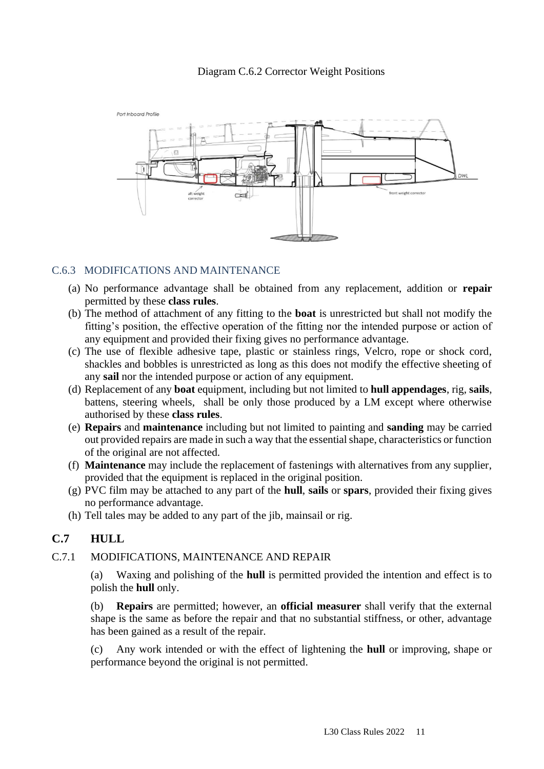Diagram C.6.2 Corrector Weight Positions

### C.6.3 MODIFICATIONS AND MAINTENANCE

(a) No performance advantage shall be obtained from any replacement, addition or **repair** permitted by these **class rules**.

(b) The method of attachment of any fitting to the **boat** is unrestricted but shall not modify the fitting's position, the effective operation of the fitting nor the intended purpose or action of any equipment and provided their fixing gives no performance advantage.

(c) The use of flexible adhesive tape, plastic or stainless rings, Velcro, rope or shock cord, shackles and bobbles is unrestricted as long as this does not modify the effective sheeting of any **sail** nor the intended purpose or action of any equipment.

(d) Replacement of any **boat** equipment, including but not limited to **hull appendages**, rig, **sails**, battens, steering wheels, shall be only those produced by a LM except where otherwise authorised by these **class rules**.

(e) **Repairs** and **maintenance** including but not limited to painting and **sanding** may be carried out provided repairs are made in such a way that the essential shape, characteristics or function of the original are not affected.

(f) **Maintenance** may include the replacement of fastenings with alternatives from any supplier, provided that the equipment is replaced in the original position.

(g) PVC film may be attached to any part of the **hull**, **sails** or **spars**, provided their fixing gives no performance advantage.

(h) Tell tales may be added to any part of the jib, mainsail or rig.

## C.7 HULL

### C.7.1 MODIFICATIONS, MAINTENANCE AND REPAIR

(a) Waxing and polishing of the **hull** is permitted provided the intention and effect is to polish the **hull** only.

(b) **Repairs** are permitted; however, an **official measurer** shall verify that the external shape is the same as before the repair and that no substantial stiffness, or other, advantage has been gained as a result of the repair.

(c) Any work intended or with the effect of lightening the **hull** or improving, shape or performance beyond the original is not permitted.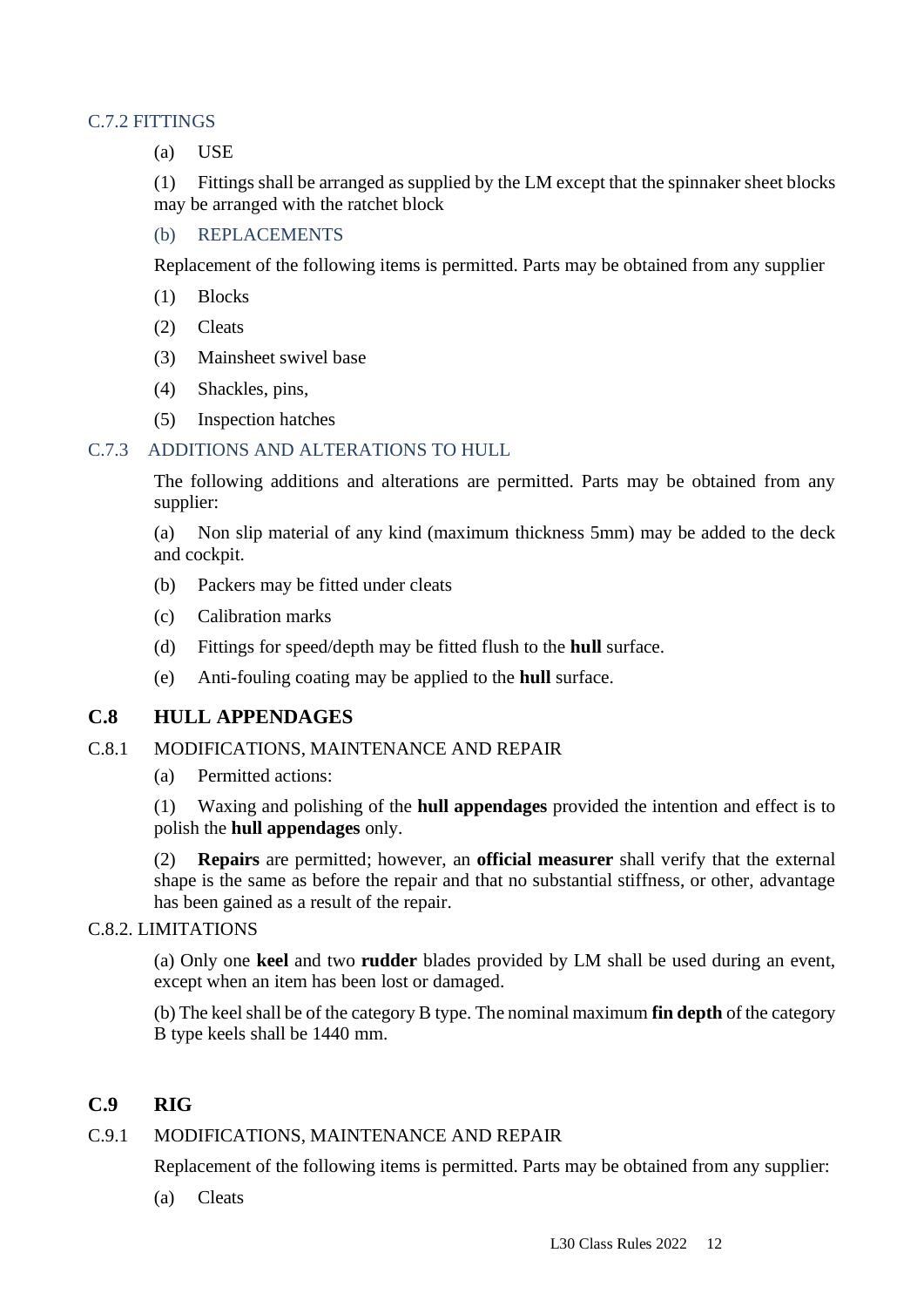### C.7.2 FITTINGS

(a) USE

(1) Fittings shall be arranged as supplied by the LM except that the spinnaker sheet blocks may be arranged with the ratchet block

(b) REPLACEMENTS

Replacement of the following items is permitted. Parts may be obtained from any supplier

(1) Blocks

(2) Cleats

(3) Mainsheet swivel base

(4) Shackles, pins,

(5) Inspection hatches

### C.7.3 ADDITIONS AND ALTERATIONS TO HULL

The following additions and alterations are permitted. Parts may be obtained from any supplier:

(a) Non slip material of any kind (maximum thickness 5mm) may be added to the deck and cockpit.

(b) Packers may be fitted under cleats

(c) Calibration marks

(d) Fittings for speed/depth may be fitted flush to the **hull** surface.

(e) Anti-fouling coating may be applied to the **hull** surface.

## C.8 HULL APPENDAGES

### C.8.1 MODIFICATIONS, MAINTENANCE AND REPAIR

(a) Permitted actions:

(1) Waxing and polishing of the **hull appendages** provided the intention and effect is to polish the **hull appendages** only.

(2) **Repairs** are permitted; however, an **official measurer** shall verify that the external shape is the same as before the repair and that no substantial stiffness, or other, advantage has been gained as a result of the repair.

### C.8.2. LIMITATIONS

(a) Only one **keel** and two **rudder** blades provided by LM shall be used during an event, except when an item has been lost or damaged.

(b) The keel shall be of the category B type. The nominal maximum **fin depth** of the category B type keels shall be 1440 mm.

## C.9 RIG

### C.9.1 MODIFICATIONS, MAINTENANCE AND REPAIR

Replacement of the following items is permitted. Parts may be obtained from any supplier:

(a) Cleats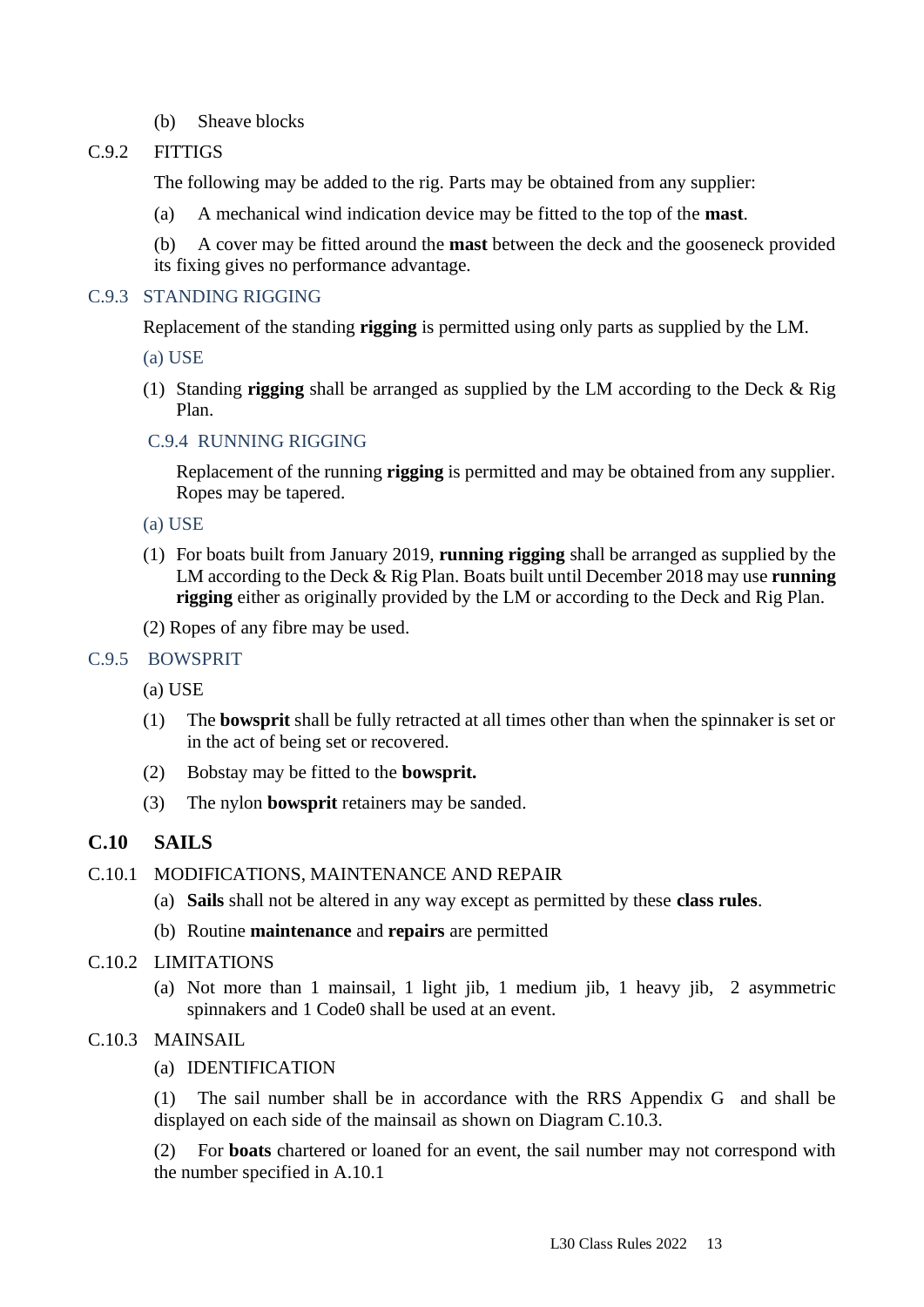(b) Sheave blocks

C.9.2 FITTIGS

The following may be added to the rig. Parts may be obtained from any supplier:

(a) A mechanical wind indication device may be fitted to the top of the **mast**.

(b) A cover may be fitted around the **mast** between the deck and the gooseneck provided its fixing gives no performance advantage.

C.9.3 STANDING RIGGING

Replacement of the standing **rigging** is permitted using only parts as supplied by the LM.

(a) USE

(1) Standing **rigging** shall be arranged as supplied by the LM according to the Deck & Rig Plan.

C.9.4 RUNNING RIGGING

Replacement of the running **rigging** is permitted and may be obtained from any supplier. Ropes may be tapered.

(a) USE

(1) For boats built from January 2019, **running rigging** shall be arranged as supplied by the LM according to the Deck & Rig Plan. Boats built until December 2018 may use **running rigging** either as originally provided by the LM or according to the Deck and Rig Plan.

(2) Ropes of any fibre may be used.

C.9.5 BOWSPRIT

(a) USE

(1) The **bowsprit** shall be fully retracted at all times other than when the spinnaker is set or in the act of being set or recovered.

(2) Bobstay may be fitted to the **bowsprit.**

(3) The nylon **bowsprit** retainers may be sanded.

## C.10 SAILS

C.10.1 MODIFICATIONS, MAINTENANCE AND REPAIR

(a) **Sails** shall not be altered in any way except as permitted by these **class rules**.

(b) Routine **maintenance** and **repairs** are permitted

C.10.2 LIMITATIONS

(a) Not more than 1 mainsail, 1 light jib, 1 medium jib, 1 heavy jib, 2 asymmetric spinnakers and 1 Code0 shall be used at an event.

C.10.3 MAINSAIL

(a) IDENTIFICATION

(1) The sail number shall be in accordance with the RRS Appendix G and shall be displayed on each side of the mainsail as shown on Diagram C.10.3.

(2) For **boats** chartered or loaned for an event, the sail number may not correspond with the number specified in A.10.1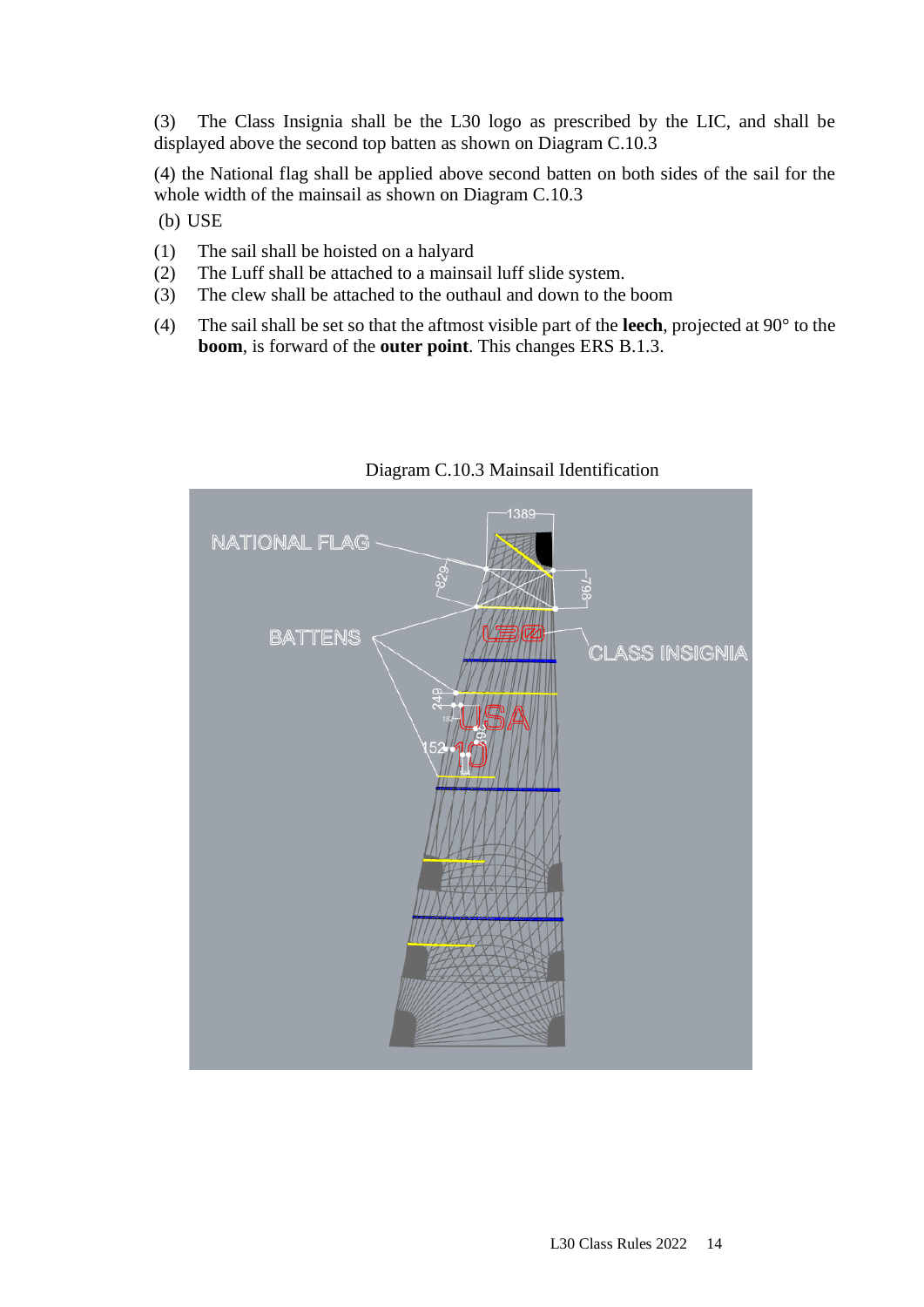(3) The Class Insignia shall be the L30 logo as prescribed by the LIC, and shall be displayed above the second top batten as shown on Diagram C.10.3

(4) the National flag shall be applied above second batten on both sides of the sail for the whole width of the mainsail as shown on Diagram C.10.3

(b) USE

(1) The sail shall be hoisted on a halyard
(2) The Luff shall be attached to a mainsail luff slide system.
(3) The clew shall be attached to the outhaul and down to the boom
(4) The sail shall be set so that the aftmost visible part of the **leech**, projected at 90° to the **boom**, is forward of the **outer point**. This changes ERS B.1.3.

Diagram C.10.3 Mainsail Identification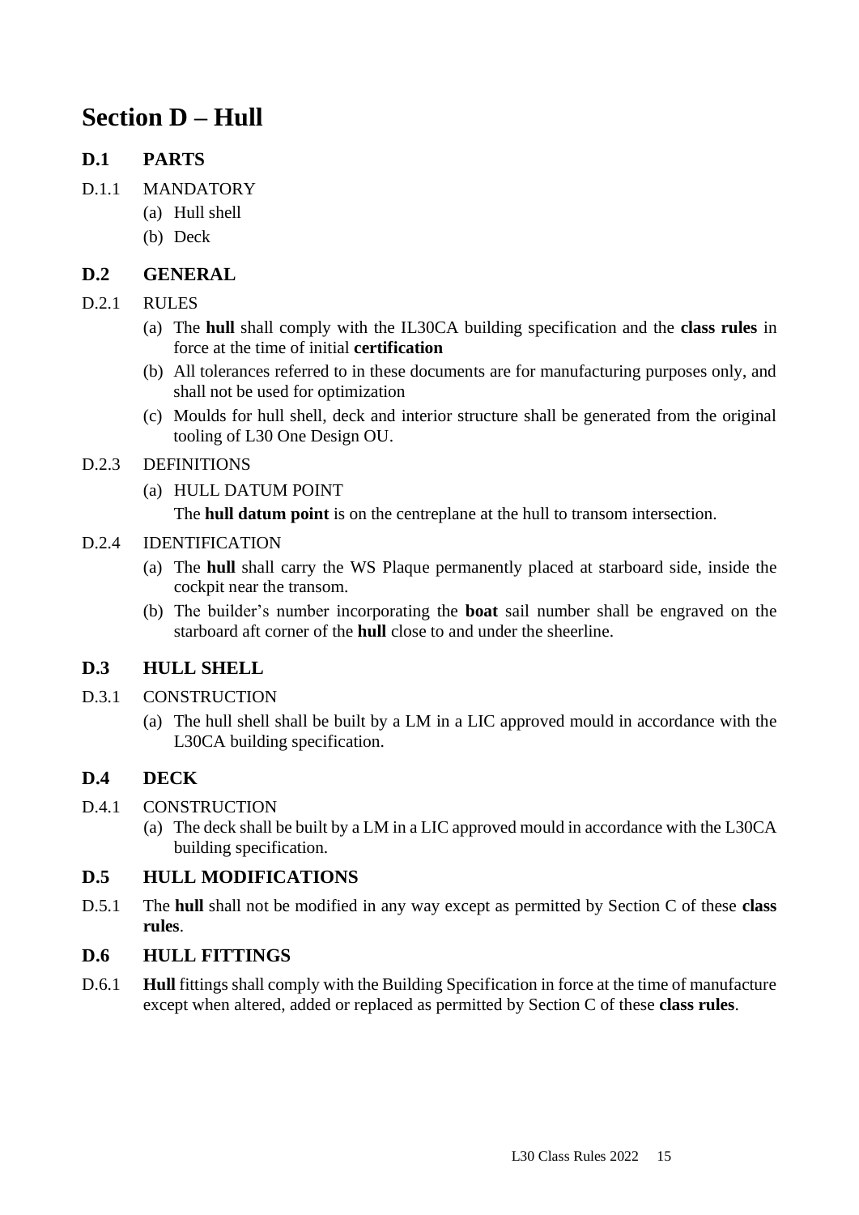# Section D – Hull

## D.1 PARTS

D.1.1 MANDATORY

(a) Hull shell

(b) Deck

## D.2 GENERAL

D.2.1 RULES

(a) The **hull** shall comply with the IL30CA building specification and the **class rules** in force at the time of initial **certification**

(b) All tolerances referred to in these documents are for manufacturing purposes only, and shall not be used for optimization

(c) Moulds for hull shell, deck and interior structure shall be generated from the original tooling of L30 One Design OU.

D.2.3 DEFINITIONS

(a) HULL DATUM POINT

The **hull datum point** is on the centreplane at the hull to transom intersection.

D.2.4 IDENTIFICATION

(a) The **hull** shall carry the WS Plaque permanently placed at starboard side, inside the cockpit near the transom.

(b) The builder's number incorporating the **boat** sail number shall be engraved on the starboard aft corner of the **hull** close to and under the sheerline.

## D.3 HULL SHELL

D.3.1 CONSTRUCTION

(a) The hull shell shall be built by a LM in a LIC approved mould in accordance with the L30CA building specification.

## D.4 DECK

D.4.1 CONSTRUCTION

(a) The deck shall be built by a LM in a LIC approved mould in accordance with the L30CA building specification.

## D.5 HULL MODIFICATIONS

D.5.1 The **hull** shall not be modified in any way except as permitted by Section C of these **class rules**.

## D.6 HULL FITTINGS

D.6.1 **Hull** fittings shall comply with the Building Specification in force at the time of manufacture except when altered, added or replaced as permitted by Section C of these **class rules**.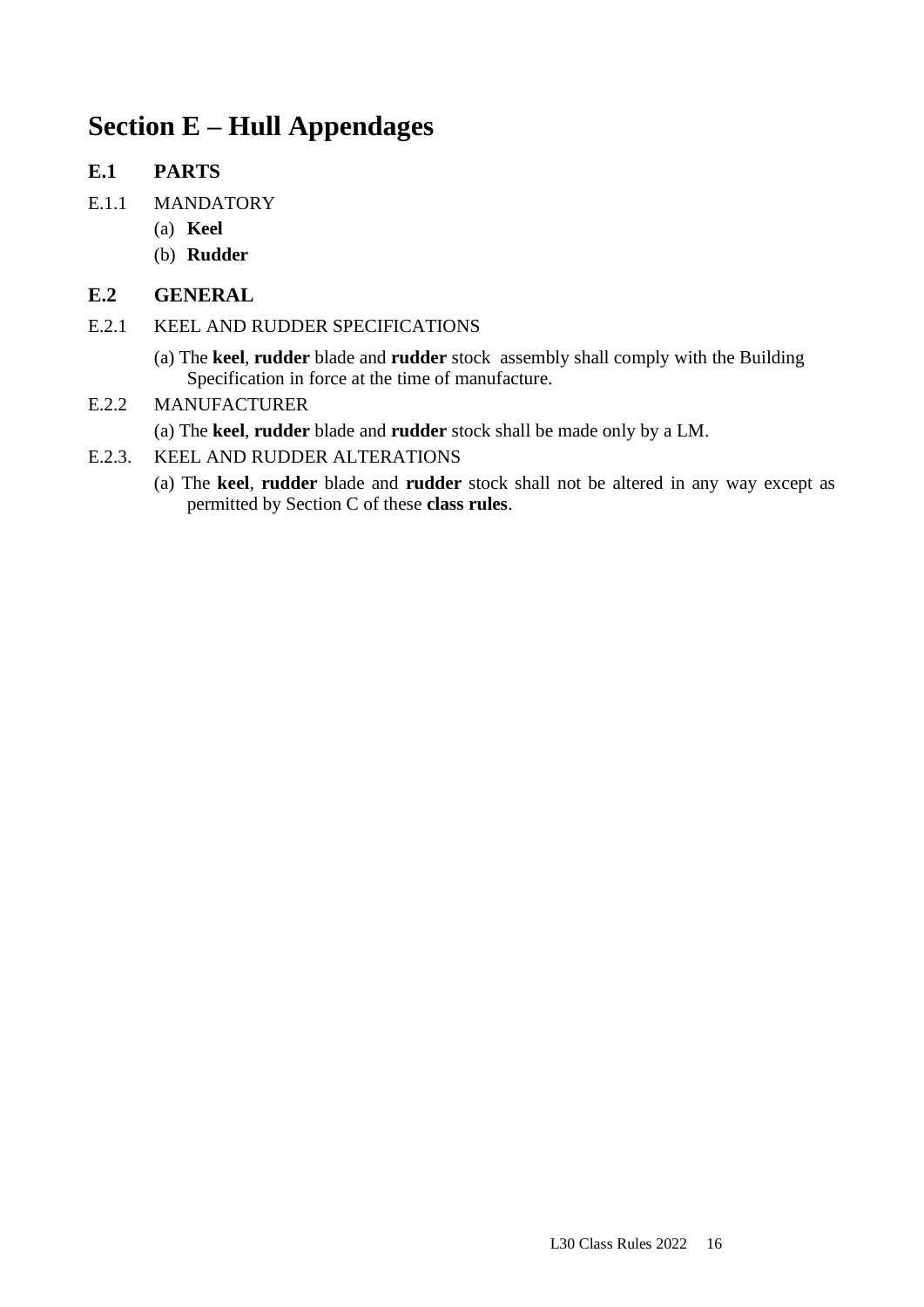# Section E – Hull Appendages

## E.1 PARTS

E.1.1 MANDATORY

(a) **Keel**

(b) **Rudder**

## E.2 GENERAL

E.2.1 KEEL AND RUDDER SPECIFICATIONS

(a) The **keel**, **rudder** blade and **rudder** stock assembly shall comply with the Building Specification in force at the time of manufacture.

E.2.2 MANUFACTURER

(a) The **keel**, **rudder** blade and **rudder** stock shall be made only by a LM.

E.2.3. KEEL AND RUDDER ALTERATIONS

(a) The **keel**, **rudder** blade and **rudder** stock shall not be altered in any way except as permitted by Section C of these **class rules**.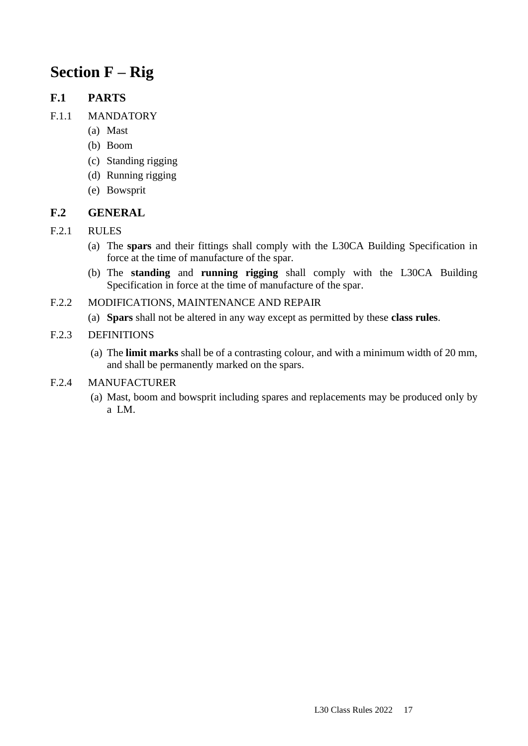# Section F – Rig

## F.1 PARTS

F.1.1 MANDATORY

- (a) Mast
- (b) Boom
- (c) Standing rigging
- (d) Running rigging
- (e) Bowsprit

## F.2 GENERAL

F.2.1 RULES

- (a) The **spars** and their fittings shall comply with the L30CA Building Specification in force at the time of manufacture of the spar.
- (b) The **standing** and **running rigging** shall comply with the L30CA Building Specification in force at the time of manufacture of the spar.

F.2.2 MODIFICATIONS, MAINTENANCE AND REPAIR

- (a) **Spars** shall not be altered in any way except as permitted by these **class rules**.

F.2.3 DEFINITIONS

- (a) The **limit marks** shall be of a contrasting colour, and with a minimum width of 20 mm, and shall be permanently marked on the spars.

F.2.4 MANUFACTURER

- (a) Mast, boom and bowsprit including spares and replacements may be produced only by a LM.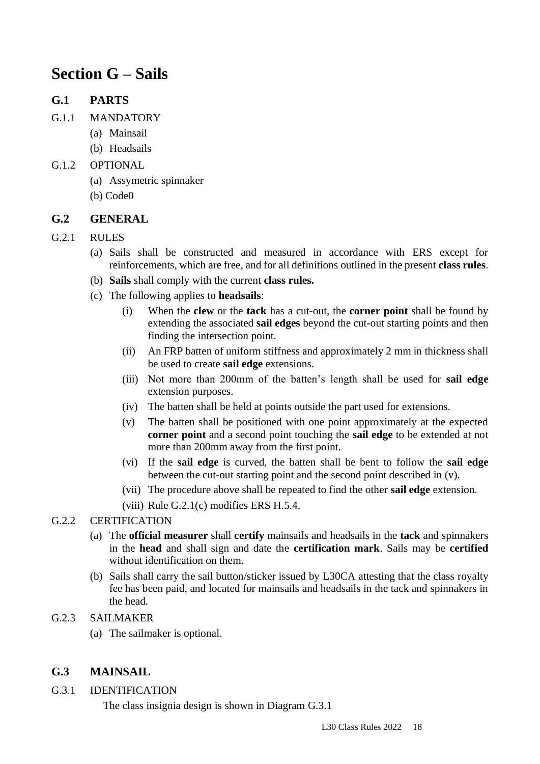# Section G – Sails

## G.1 PARTS

G.1.1 MANDATORY

(a) Mainsail

(b) Headsails

G.1.2 OPTIONAL

(a) Assymetric spinnaker

(b) Code0

## G.2 GENERAL

G.2.1 RULES

(a) Sails shall be constructed and measured in accordance with ERS except for reinforcements, which are free, and for all definitions outlined in the present **class rules**.

(b) **Sails** shall comply with the current **class rules.**

(c) The following applies to **headsails**:

(i) When the **clew** or the **tack** has a cut-out, the **corner point** shall be found by extending the associated **sail edges** beyond the cut-out starting points and then finding the intersection point.

(ii) An FRP batten of uniform stiffness and approximately 2 mm in thickness shall be used to create **sail edge** extensions.

(iii) Not more than 200mm of the batten's length shall be used for **sail edge** extension purposes.

(iv) The batten shall be held at points outside the part used for extensions.

(v) The batten shall be positioned with one point approximately at the expected **corner point** and a second point touching the **sail edge** to be extended at not more than 200mm away from the first point.

(vi) If the **sail edge** is curved, the batten shall be bent to follow the **sail edge** between the cut-out starting point and the second point described in (v).

(vii) The procedure above shall be repeated to find the other **sail edge** extension.

(viii) Rule G.2.1(c) modifies ERS H.5.4.

G.2.2 CERTIFICATION

(a) The **official measurer** shall **certify** mainsails and headsails in the **tack** and spinnakers in the **head** and shall sign and date the **certification mark**. Sails may be **certified** without identification on them.

(b) Sails shall carry the sail button/sticker issued by L30CA attesting that the class royalty fee has been paid, and located for mainsails and headsails in the tack and spinnakers in the head.

G.2.3 SAILMAKER

(a) The sailmaker is optional.

## G.3 MAINSAIL

G.3.1 IDENTIFICATION

The class insignia design is shown in Diagram G.3.1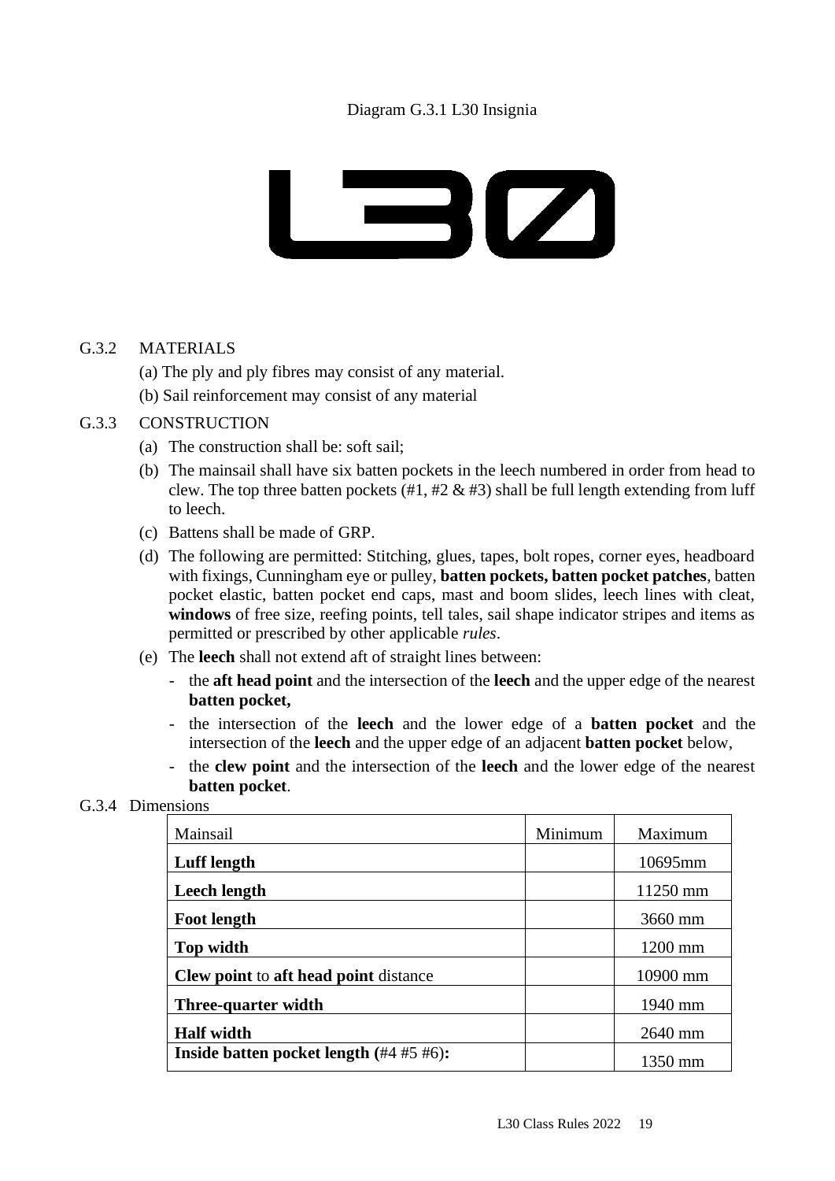Diagram G.3.1 L30 Insignia

L30

G.3.2 MATERIALS

(a) The ply and ply fibres may consist of any material.

(b) Sail reinforcement may consist of any material

G.3.3 CONSTRUCTION

(a) The construction shall be: soft sail;

(b) The mainsail shall have six batten pockets in the leech numbered in order from head to clew. The top three batten pockets (#1, #2 & #3) shall be full length extending from luff to leech.

(c) Battens shall be made of GRP.

(d) The following are permitted: Stitching, glues, tapes, bolt ropes, corner eyes, headboard with fixings, Cunningham eye or pulley, **batten pockets, batten pocket patches**, batten pocket elastic, batten pocket end caps, mast and boom slides, leech lines with cleat, **windows** of free size, reefing points, tell tales, sail shape indicator stripes and items as permitted or prescribed by other applicable *rules*.

(e) The **leech** shall not extend aft of straight lines between:

- the **aft head point** and the intersection of the **leech** and the upper edge of the nearest **batten pocket,**
- the intersection of the **leech** and the lower edge of a **batten pocket** and the intersection of the **leech** and the upper edge of an adjacent **batten pocket** below,
- the **clew point** and the intersection of the **leech** and the lower edge of the nearest **batten pocket**.

G.3.4 Dimensions

| Mainsail | Minimum | Maximum |
|---|---|---|
| **Luff length** | | 10695mm |
| **Leech length** | | 11250 mm |
| **Foot length** | | 3660 mm |
| **Top width** | | 1200 mm |
| **Clew point** to **aft head point** distance | | 10900 mm |
| **Three-quarter width** | | 1940 mm |
| **Half width** | | 2640 mm |
| **Inside batten pocket length (**#4 #5 #6)**:** | | 1350 mm |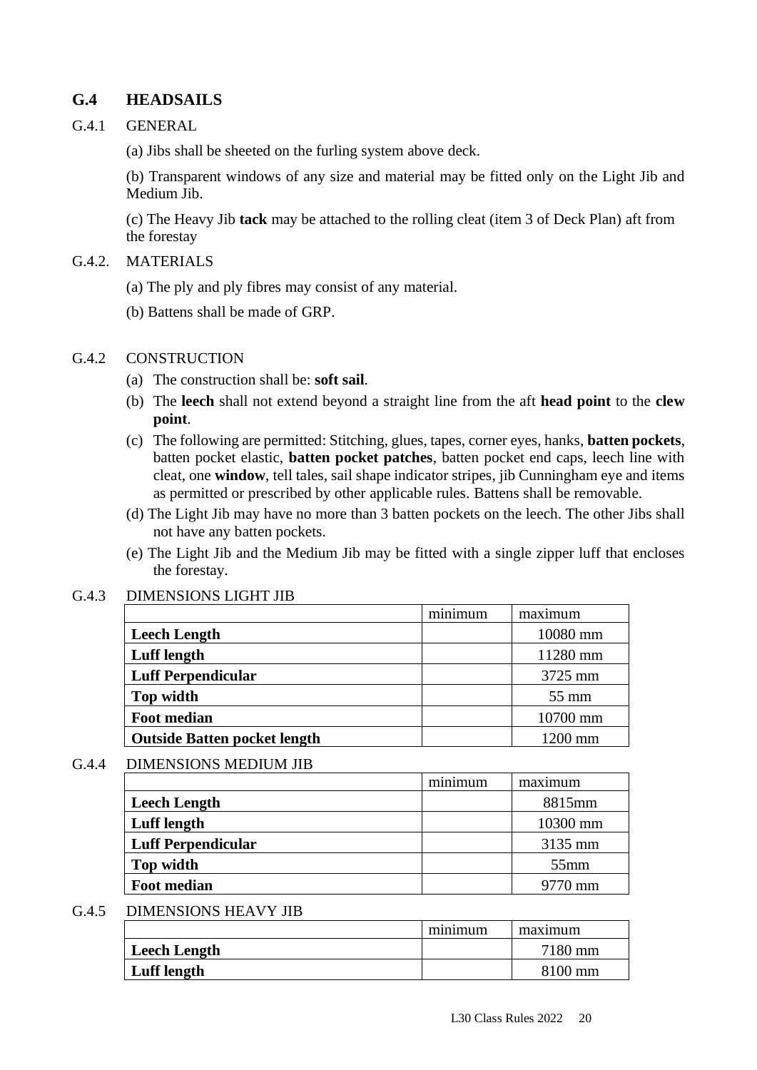## G.4 HEADSAILS

### G.4.1 GENERAL

(a) Jibs shall be sheeted on the furling system above deck.

(b) Transparent windows of any size and material may be fitted only on the Light Jib and Medium Jib.

(c) The Heavy Jib **tack** may be attached to the rolling cleat (item 3 of Deck Plan) aft from the forestay

### G.4.2. MATERIALS

(a) The ply and ply fibres may consist of any material.

(b) Battens shall be made of GRP.

### G.4.2 CONSTRUCTION

(a) The construction shall be: **soft sail**.

(b) The **leech** shall not extend beyond a straight line from the aft **head point** to the **clew point**.

(c) The following are permitted: Stitching, glues, tapes, corner eyes, hanks, **batten pockets**, batten pocket elastic, **batten pocket patches**, batten pocket end caps, leech line with cleat, one **window**, tell tales, sail shape indicator stripes, jib Cunningham eye and items as permitted or prescribed by other applicable rules. Battens shall be removable.

(d) The Light Jib may have no more than 3 batten pockets on the leech. The other Jibs shall not have any batten pockets.

(e) The Light Jib and the Medium Jib may be fitted with a single zipper luff that encloses the forestay.

### G.4.3 DIMENSIONS LIGHT JIB

| | minimum | maximum |
|---|---|---|
| **Leech Length** | | 10080 mm |
| **Luff length** | | 11280 mm |
| **Luff Perpendicular** | | 3725 mm |
| **Top width** | | 55 mm |
| **Foot median** | | 10700 mm |
| **Outside Batten pocket length** | | 1200 mm |

### G.4.4 DIMENSIONS MEDIUM JIB

| | minimum | maximum |
|---|---|---|
| **Leech Length** | | 8815mm |
| **Luff length** | | 10300 mm |
| **Luff Perpendicular** | | 3135 mm |
| **Top width** | | 55mm |
| **Foot median** | | 9770 mm |

### G.4.5 DIMENSIONS HEAVY JIB

| | minimum | maximum |
|---|---|---|
| **Leech Length** | | 7180 mm |
| **Luff length** | | 8100 mm |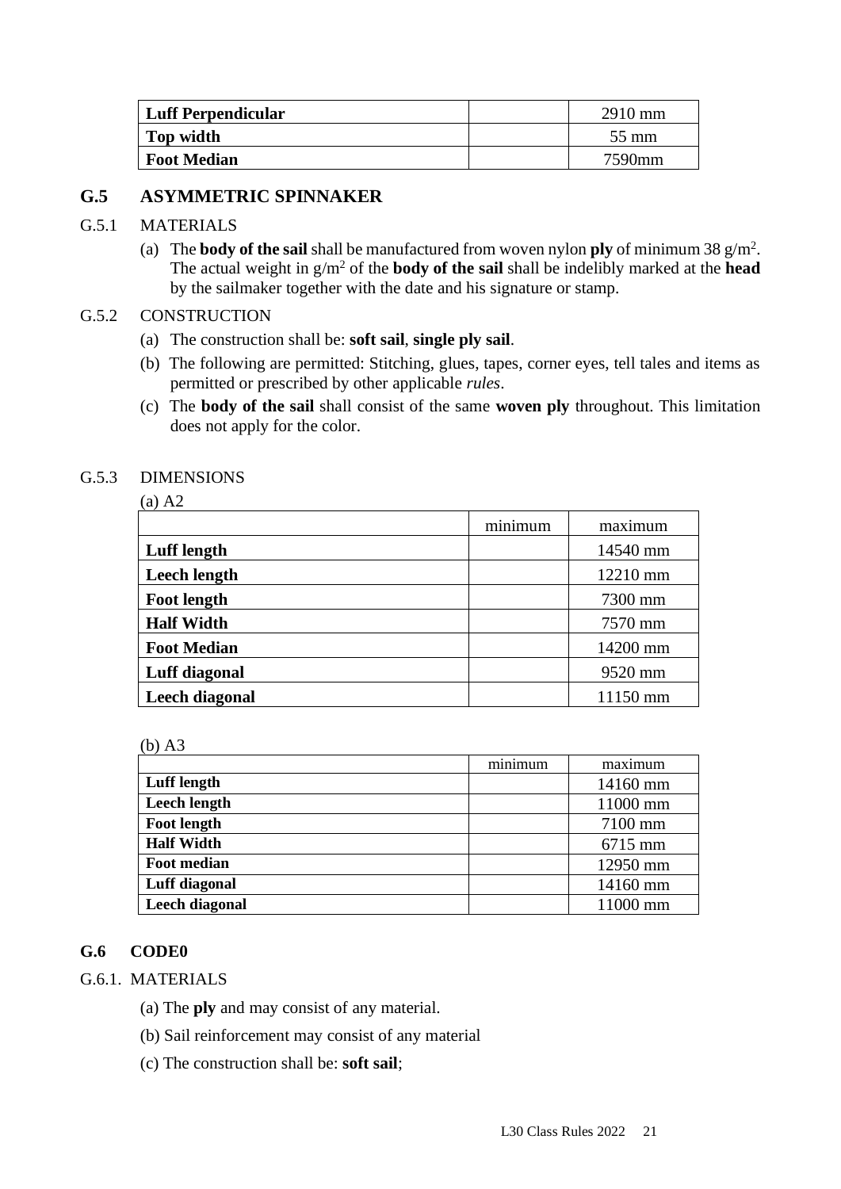| Luff Perpendicular | | 2910 mm |
| --- | --- | --- |
| Top width | | 55 mm |
| Foot Median | | 7590mm |

## G.5 ASYMMETRIC SPINNAKER

G.5.1 MATERIALS

(a) The **body of the sail** shall be manufactured from woven nylon **ply** of minimum 38 g/m$^2$. The actual weight in g/m$^2$ of the **body of the sail** shall be indelibly marked at the **head** by the sailmaker together with the date and his signature or stamp.

G.5.2 CONSTRUCTION

(a) The construction shall be: **soft sail**, **single ply sail**.

(b) The following are permitted: Stitching, glues, tapes, corner eyes, tell tales and items as permitted or prescribed by other applicable *rules*.

(c) The **body of the sail** shall consist of the same **woven ply** throughout. This limitation does not apply for the color.

G.5.3 DIMENSIONS

(a) A2

| | minimum | maximum |
| --- | --- | --- |
| **Luff length** | | 14540 mm |
| **Leech length** | | 12210 mm |
| **Foot length** | | 7300 mm |
| **Half Width** | | 7570 mm |
| **Foot Median** | | 14200 mm |
| **Luff diagonal** | | 9520 mm |
| **Leech diagonal** | | 11150 mm |

(b) A3

| | minimum | maximum |
| --- | --- | --- |
| **Luff length** | | 14160 mm |
| **Leech length** | | 11000 mm |
| **Foot length** | | 7100 mm |
| **Half Width** | | 6715 mm |
| **Foot median** | | 12950 mm |
| **Luff diagonal** | | 14160 mm |
| **Leech diagonal** | | 11000 mm |

## G.6 CODE0

G.6.1. MATERIALS

(a) The **ply** and may consist of any material.

(b) Sail reinforcement may consist of any material

(c) The construction shall be: **soft sail**;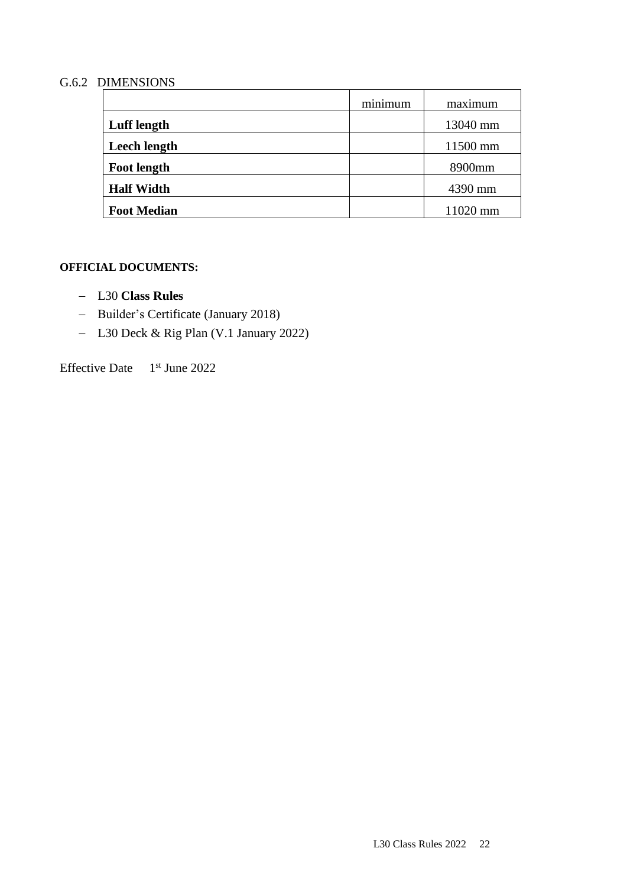G.6.2 DIMENSIONS

| | minimum | maximum |
|---|---|---|
| **Luff length** | | 13040 mm |
| **Leech length** | | 11500 mm |
| **Foot length** | | 8900mm |
| **Half Width** | | 4390 mm |
| **Foot Median** | | 11020 mm |

**OFFICIAL DOCUMENTS:**

- L30 **Class Rules**
- Builder's Certificate (January 2018)
- L30 Deck & Rig Plan (V.1 January 2022)

Effective Date 1st June 2022